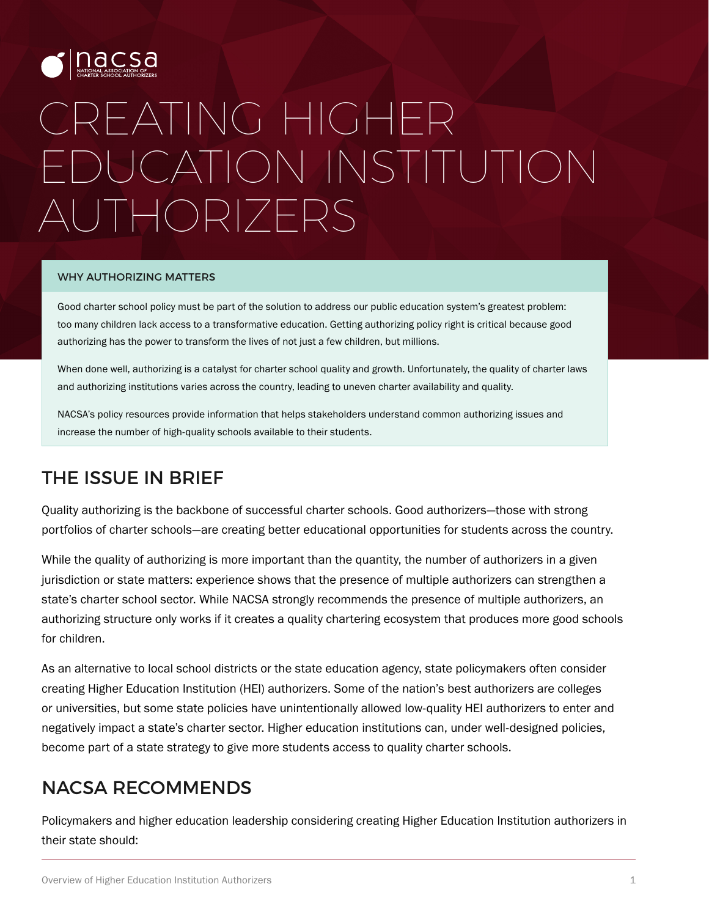nacsa
NATIONAL ASSOCIATION OF CHARTER SCHOOL AUTHORIZERS

# CREATING HIGHER EDUCATION INSTITUTION AUTHORIZERS

### WHY AUTHORIZING MATTERS

Good charter school policy must be part of the solution to address our public education system's greatest problem: too many children lack access to a transformative education. Getting authorizing policy right is critical because good authorizing has the power to transform the lives of not just a few children, but millions.

When done well, authorizing is a catalyst for charter school quality and growth. Unfortunately, the quality of charter laws and authorizing institutions varies across the country, leading to uneven charter availability and quality.

NACSA's policy resources provide information that helps stakeholders understand common authorizing issues and increase the number of high-quality schools available to their students.

## THE ISSUE IN BRIEF

Quality authorizing is the backbone of successful charter schools. Good authorizers—those with strong portfolios of charter schools—are creating better educational opportunities for students across the country.

While the quality of authorizing is more important than the quantity, the number of authorizers in a given jurisdiction or state matters: experience shows that the presence of multiple authorizers can strengthen a state's charter school sector. While NACSA strongly recommends the presence of multiple authorizers, an authorizing structure only works if it creates a quality chartering ecosystem that produces more good schools for children.

As an alternative to local school districts or the state education agency, state policymakers often consider creating Higher Education Institution (HEI) authorizers. Some of the nation's best authorizers are colleges or universities, but some state policies have unintentionally allowed low-quality HEI authorizers to enter and negatively impact a state's charter sector. Higher education institutions can, under well-designed policies, become part of a state strategy to give more students access to quality charter schools.

## NACSA RECOMMENDS

Policymakers and higher education leadership considering creating Higher Education Institution authorizers in their state should: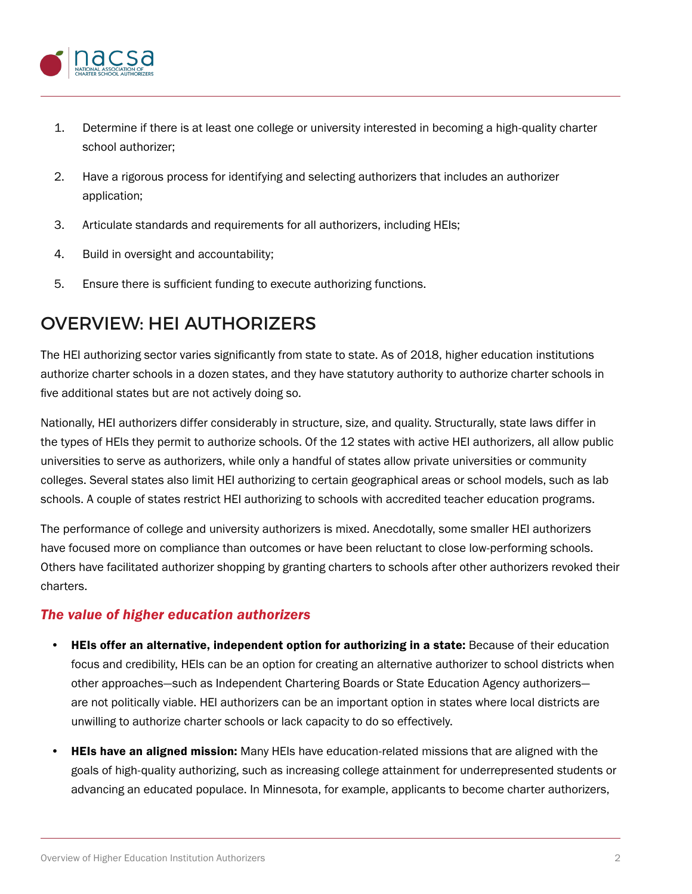1. Determine if there is at least one college or university interested in becoming a high-quality charter school authorizer;
2. Have a rigorous process for identifying and selecting authorizers that includes an authorizer application;
3. Articulate standards and requirements for all authorizers, including HEIs;
4. Build in oversight and accountability;
5. Ensure there is sufficient funding to execute authorizing functions.

## OVERVIEW: HEI AUTHORIZERS

The HEI authorizing sector varies significantly from state to state. As of 2018, higher education institutions authorize charter schools in a dozen states, and they have statutory authority to authorize charter schools in five additional states but are not actively doing so.

Nationally, HEI authorizers differ considerably in structure, size, and quality. Structurally, state laws differ in the types of HEIs they permit to authorize schools. Of the 12 states with active HEI authorizers, all allow public universities to serve as authorizers, while only a handful of states allow private universities or community colleges. Several states also limit HEI authorizing to certain geographical areas or school models, such as lab schools. A couple of states restrict HEI authorizing to schools with accredited teacher education programs.

The performance of college and university authorizers is mixed. Anecdotally, some smaller HEI authorizers have focused more on compliance than outcomes or have been reluctant to close low-performing schools. Others have facilitated authorizer shopping by granting charters to schools after other authorizers revoked their charters.

### *The value of higher education authorizers*

- **HEIs offer an alternative, independent option for authorizing in a state:** Because of their education focus and credibility, HEIs can be an option for creating an alternative authorizer to school districts when other approaches—such as Independent Chartering Boards or State Education Agency authorizers—are not politically viable. HEI authorizers can be an important option in states where local districts are unwilling to authorize charter schools or lack capacity to do so effectively.
- **HEIs have an aligned mission:** Many HEIs have education-related missions that are aligned with the goals of high-quality authorizing, such as increasing college attainment for underrepresented students or advancing an educated populace. In Minnesota, for example, applicants to become charter authorizers,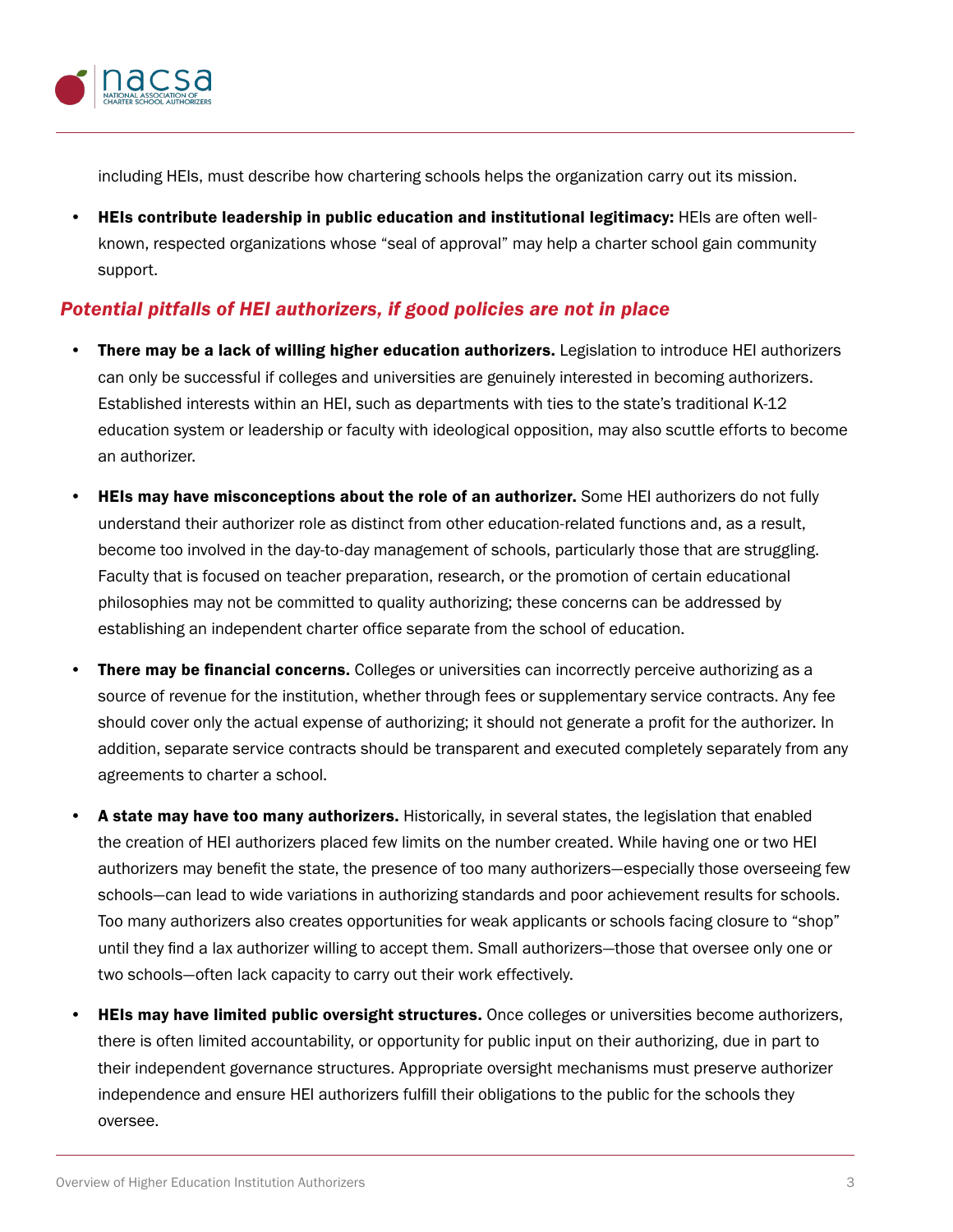including HEIs, must describe how chartering schools helps the organization carry out its mission.

- **HEIs contribute leadership in public education and institutional legitimacy:** HEIs are often well-known, respected organizations whose "seal of approval" may help a charter school gain community support.

### *Potential pitfalls of HEI authorizers, if good policies are not in place*

- **There may be a lack of willing higher education authorizers.** Legislation to introduce HEI authorizers can only be successful if colleges and universities are genuinely interested in becoming authorizers. Established interests within an HEI, such as departments with ties to the state's traditional K-12 education system or leadership or faculty with ideological opposition, may also scuttle efforts to become an authorizer.

- **HEIs may have misconceptions about the role of an authorizer.** Some HEI authorizers do not fully understand their authorizer role as distinct from other education-related functions and, as a result, become too involved in the day-to-day management of schools, particularly those that are struggling. Faculty that is focused on teacher preparation, research, or the promotion of certain educational philosophies may not be committed to quality authorizing; these concerns can be addressed by establishing an independent charter office separate from the school of education.

- **There may be financial concerns.** Colleges or universities can incorrectly perceive authorizing as a source of revenue for the institution, whether through fees or supplementary service contracts. Any fee should cover only the actual expense of authorizing; it should not generate a profit for the authorizer. In addition, separate service contracts should be transparent and executed completely separately from any agreements to charter a school.

- **A state may have too many authorizers.** Historically, in several states, the legislation that enabled the creation of HEI authorizers placed few limits on the number created. While having one or two HEI authorizers may benefit the state, the presence of too many authorizers—especially those overseeing few schools—can lead to wide variations in authorizing standards and poor achievement results for schools. Too many authorizers also creates opportunities for weak applicants or schools facing closure to "shop" until they find a lax authorizer willing to accept them. Small authorizers—those that oversee only one or two schools—often lack capacity to carry out their work effectively.

- **HEIs may have limited public oversight structures.** Once colleges or universities become authorizers, there is often limited accountability, or opportunity for public input on their authorizing, due in part to their independent governance structures. Appropriate oversight mechanisms must preserve authorizer independence and ensure HEI authorizers fulfill their obligations to the public for the schools they oversee.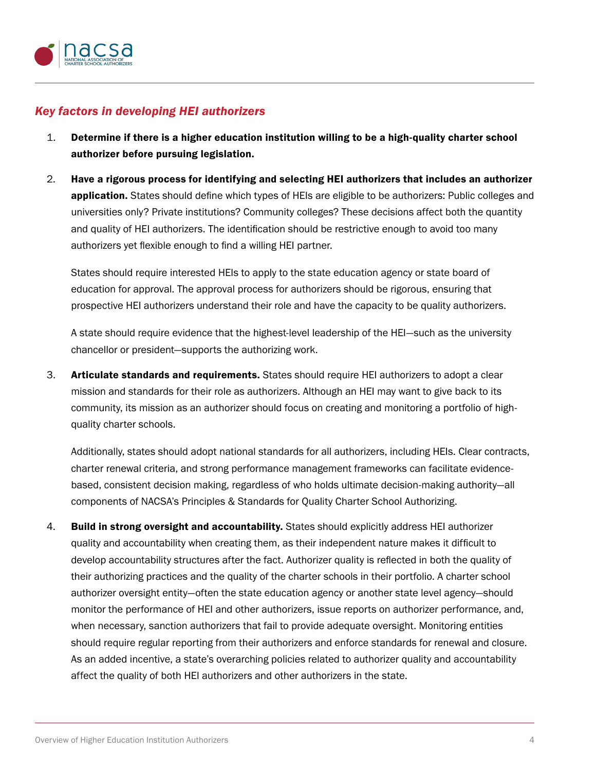### *Key factors in developing HEI authorizers*

1. **Determine if there is a higher education institution willing to be a high-quality charter school authorizer before pursuing legislation.**

2. **Have a rigorous process for identifying and selecting HEI authorizers that includes an authorizer application.** States should define which types of HEIs are eligible to be authorizers: Public colleges and universities only? Private institutions? Community colleges? These decisions affect both the quantity and quality of HEI authorizers. The identification should be restrictive enough to avoid too many authorizers yet flexible enough to find a willing HEI partner.

   States should require interested HEIs to apply to the state education agency or state board of education for approval. The approval process for authorizers should be rigorous, ensuring that prospective HEI authorizers understand their role and have the capacity to be quality authorizers.

   A state should require evidence that the highest-level leadership of the HEI—such as the university chancellor or president—supports the authorizing work.

3. **Articulate standards and requirements.** States should require HEI authorizers to adopt a clear mission and standards for their role as authorizers. Although an HEI may want to give back to its community, its mission as an authorizer should focus on creating and monitoring a portfolio of high-quality charter schools.

   Additionally, states should adopt national standards for all authorizers, including HEIs. Clear contracts, charter renewal criteria, and strong performance management frameworks can facilitate evidence-based, consistent decision making, regardless of who holds ultimate decision-making authority—all components of NACSA's Principles & Standards for Quality Charter School Authorizing.

4. **Build in strong oversight and accountability.** States should explicitly address HEI authorizer quality and accountability when creating them, as their independent nature makes it difficult to develop accountability structures after the fact. Authorizer quality is reflected in both the quality of their authorizing practices and the quality of the charter schools in their portfolio. A charter school authorizer oversight entity—often the state education agency or another state level agency—should monitor the performance of HEI and other authorizers, issue reports on authorizer performance, and, when necessary, sanction authorizers that fail to provide adequate oversight. Monitoring entities should require regular reporting from their authorizers and enforce standards for renewal and closure. As an added incentive, a state's overarching policies related to authorizer quality and accountability affect the quality of both HEI authorizers and other authorizers in the state.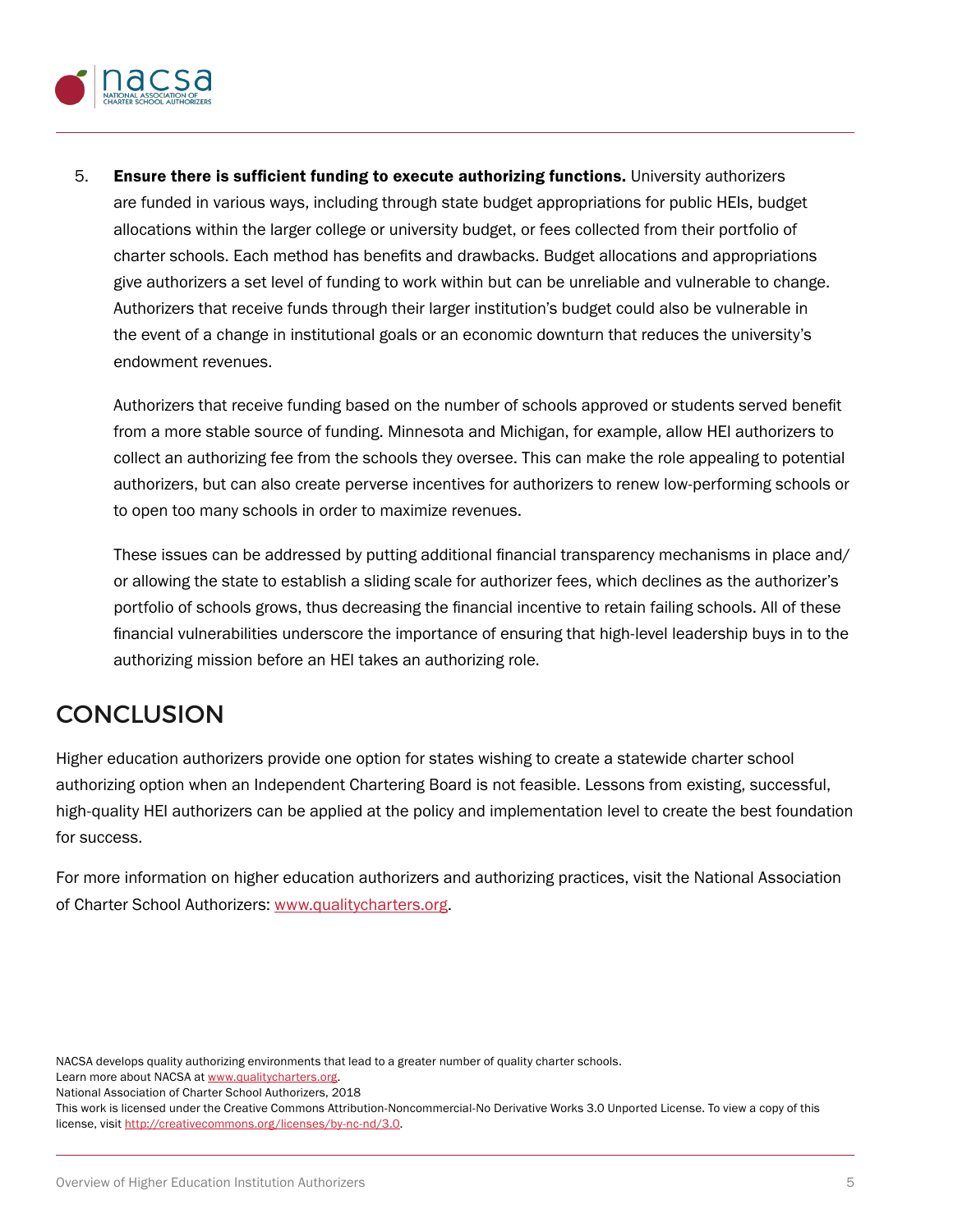5. **Ensure there is sufficient funding to execute authorizing functions.** University authorizers are funded in various ways, including through state budget appropriations for public HEIs, budget allocations within the larger college or university budget, or fees collected from their portfolio of charter schools. Each method has benefits and drawbacks. Budget allocations and appropriations give authorizers a set level of funding to work within but can be unreliable and vulnerable to change. Authorizers that receive funds through their larger institution's budget could also be vulnerable in the event of a change in institutional goals or an economic downturn that reduces the university's endowment revenues.

   Authorizers that receive funding based on the number of schools approved or students served benefit from a more stable source of funding. Minnesota and Michigan, for example, allow HEI authorizers to collect an authorizing fee from the schools they oversee. This can make the role appealing to potential authorizers, but can also create perverse incentives for authorizers to renew low-performing schools or to open too many schools in order to maximize revenues.

   These issues can be addressed by putting additional financial transparency mechanisms in place and/or allowing the state to establish a sliding scale for authorizer fees, which declines as the authorizer's portfolio of schools grows, thus decreasing the financial incentive to retain failing schools. All of these financial vulnerabilities underscore the importance of ensuring that high-level leadership buys in to the authorizing mission before an HEI takes an authorizing role.

## CONCLUSION

Higher education authorizers provide one option for states wishing to create a statewide charter school authorizing option when an Independent Chartering Board is not feasible. Lessons from existing, successful, high-quality HEI authorizers can be applied at the policy and implementation level to create the best foundation for success.

For more information on higher education authorizers and authorizing practices, visit the National Association of Charter School Authorizers: [www.qualitycharters.org](http://www.qualitycharters.org).

NACSA develops quality authorizing environments that lead to a greater number of quality charter schools.
Learn more about NACSA at [www.qualitycharters.org](http://www.qualitycharters.org).
National Association of Charter School Authorizers, 2018
This work is licensed under the Creative Commons Attribution-Noncommercial-No Derivative Works 3.0 Unported License. To view a copy of this license, visit [http://creativecommons.org/licenses/by-nc-nd/3.0](http://creativecommons.org/licenses/by-nc-nd/3.0).